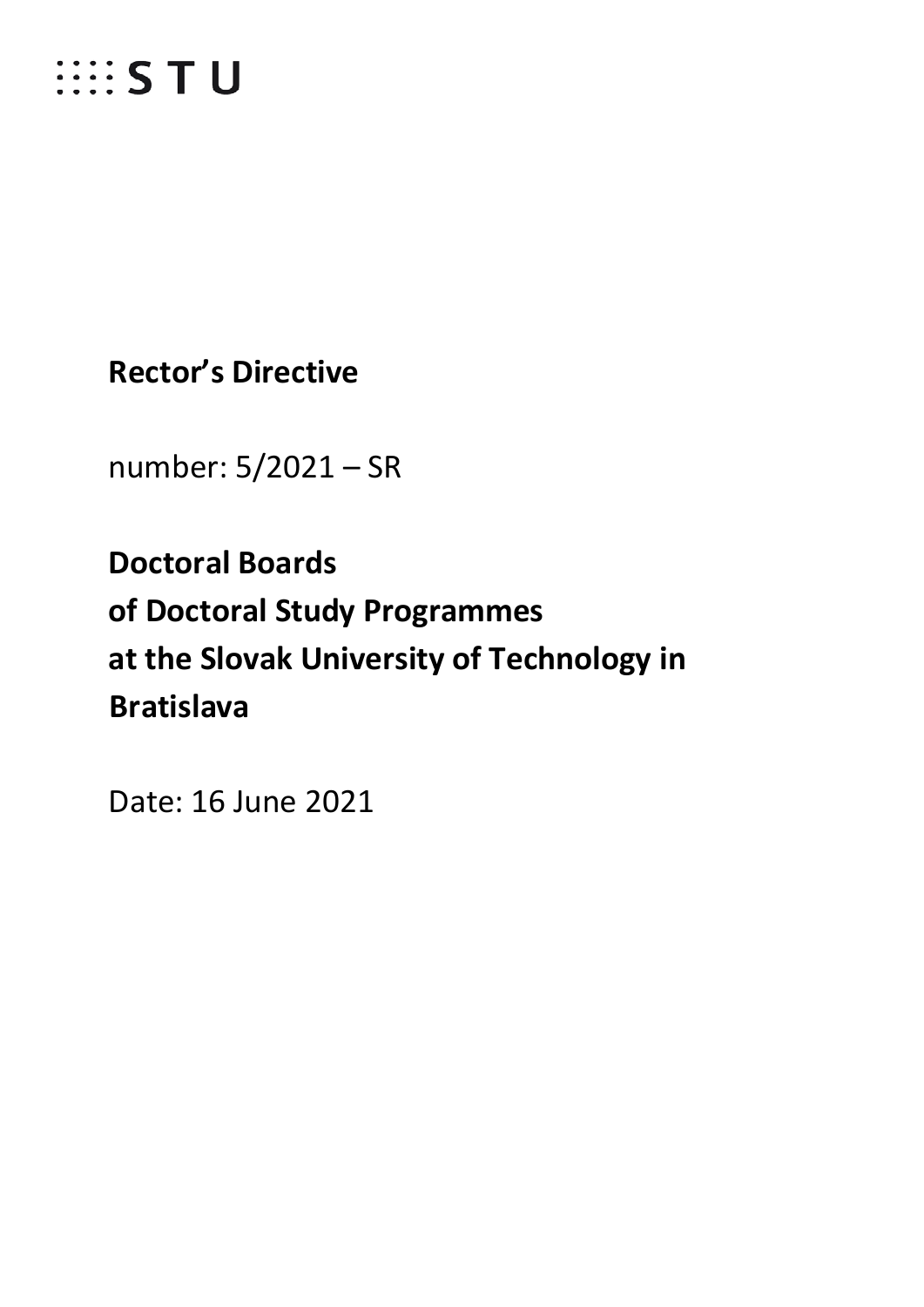STU

**Rector's Directive**

number: 5/2021 – SR

# Doctoral Boards of Doctoral Study Programmes at the Slovak University of Technology in Bratislava

Date: 16 June 2021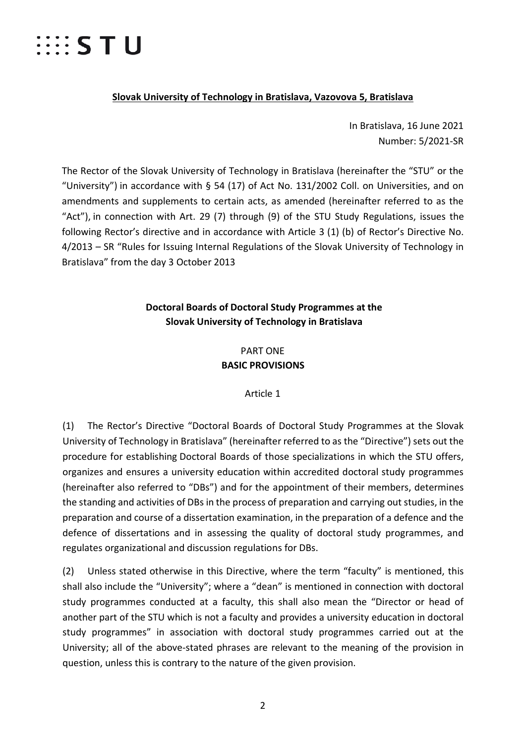**Slovak University of Technology in Bratislava, Vazovova 5, Bratislava**

In Bratislava, 16 June 2021
Number: 5/2021-SR

The Rector of the Slovak University of Technology in Bratislava (hereinafter the "STU" or the "University") in accordance with § 54 (17) of Act No. 131/2002 Coll. on Universities, and on amendments and supplements to certain acts, as amended (hereinafter referred to as the "Act"), in connection with Art. 29 (7) through (9) of the STU Study Regulations, issues the following Rector's directive and in accordance with Article 3 (1) (b) of Rector's Directive No. 4/2013 – SR "Rules for Issuing Internal Regulations of the Slovak University of Technology in Bratislava" from the day 3 October 2013

# Doctoral Boards of Doctoral Study Programmes at the Slovak University of Technology in Bratislava

## PART ONE
## BASIC PROVISIONS

### Article 1

(1) The Rector's Directive "Doctoral Boards of Doctoral Study Programmes at the Slovak University of Technology in Bratislava" (hereinafter referred to as the "Directive") sets out the procedure for establishing Doctoral Boards of those specializations in which the STU offers, organizes and ensures a university education within accredited doctoral study programmes (hereinafter also referred to "DBs") and for the appointment of their members, determines the standing and activities of DBs in the process of preparation and carrying out studies, in the preparation and course of a dissertation examination, in the preparation of a defence and the defence of dissertations and in assessing the quality of doctoral study programmes, and regulates organizational and discussion regulations for DBs.

(2) Unless stated otherwise in this Directive, where the term "faculty" is mentioned, this shall also include the "University"; where a "dean" is mentioned in connection with doctoral study programmes conducted at a faculty, this shall also mean the "Director or head of another part of the STU which is not a faculty and provides a university education in doctoral study programmes" in association with doctoral study programmes carried out at the University; all of the above-stated phrases are relevant to the meaning of the provision in question, unless this is contrary to the nature of the given provision.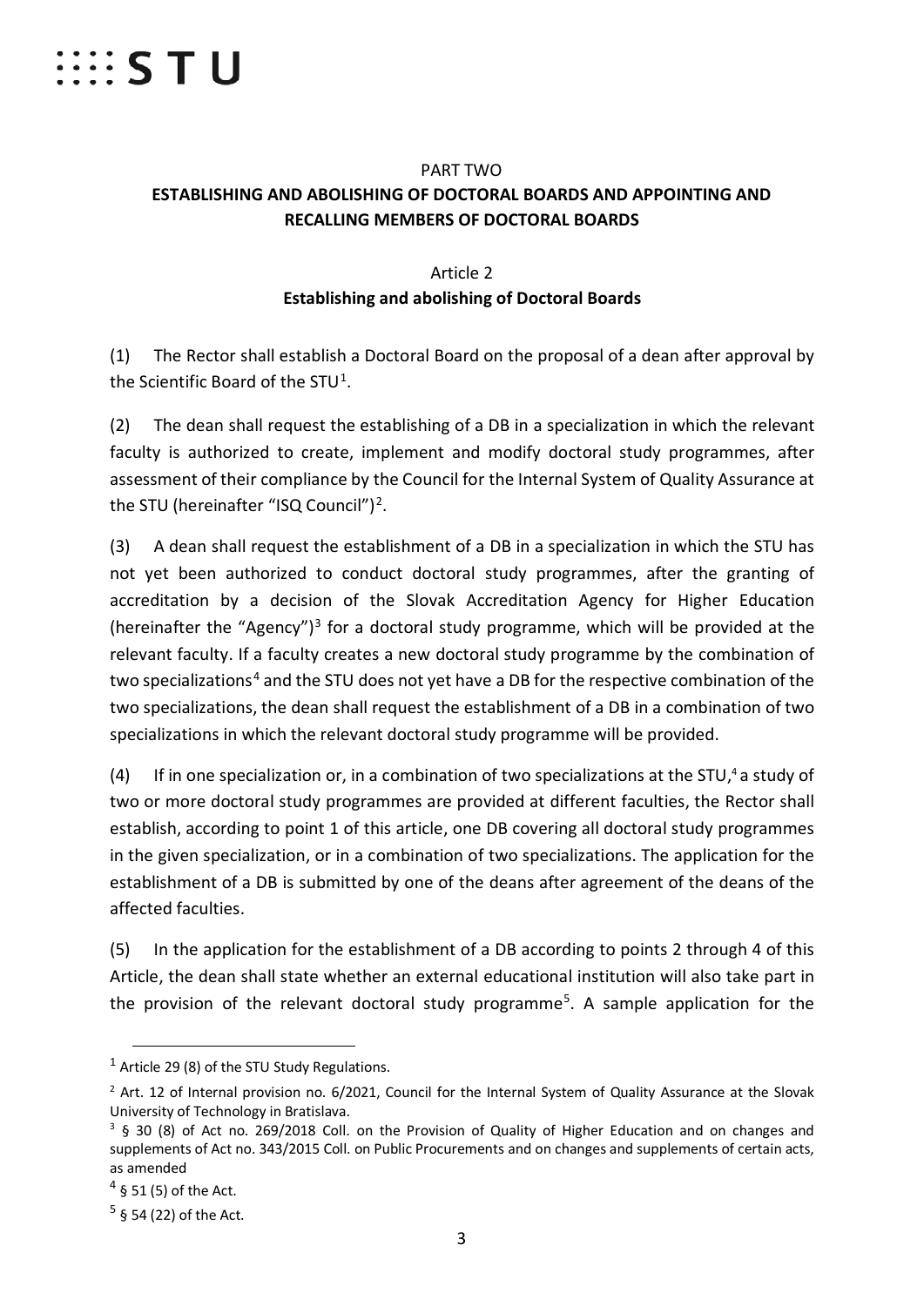PART TWO

## ESTABLISHING AND ABOLISHING OF DOCTORAL BOARDS AND APPOINTING AND RECALLING MEMBERS OF DOCTORAL BOARDS

Article 2

### Establishing and abolishing of Doctoral Boards

(1) The Rector shall establish a Doctoral Board on the proposal of a dean after approval by the Scientific Board of the STU[1].

(2) The dean shall request the establishing of a DB in a specialization in which the relevant faculty is authorized to create, implement and modify doctoral study programmes, after assessment of their compliance by the Council for the Internal System of Quality Assurance at the STU (hereinafter "ISQ Council")[2].

(3) A dean shall request the establishment of a DB in a specialization in which the STU has not yet been authorized to conduct doctoral study programmes, after the granting of accreditation by a decision of the Slovak Accreditation Agency for Higher Education (hereinafter the "Agency")[3] for a doctoral study programme, which will be provided at the relevant faculty. If a faculty creates a new doctoral study programme by the combination of two specializations[4] and the STU does not yet have a DB for the respective combination of the two specializations, the dean shall request the establishment of a DB in a combination of two specializations in which the relevant doctoral study programme will be provided.

(4) If in one specialization or, in a combination of two specializations at the STU,[4] a study of two or more doctoral study programmes are provided at different faculties, the Rector shall establish, according to point 1 of this article, one DB covering all doctoral study programmes in the given specialization, or in a combination of two specializations. The application for the establishment of a DB is submitted by one of the deans after agreement of the deans of the affected faculties.

(5) In the application for the establishment of a DB according to points 2 through 4 of this Article, the dean shall state whether an external educational institution will also take part in the provision of the relevant doctoral study programme[5]. A sample application for the

---

[1] Article 29 (8) of the STU Study Regulations.

[2] Art. 12 of Internal provision no. 6/2021, Council for the Internal System of Quality Assurance at the Slovak University of Technology in Bratislava.

[3] § 30 (8) of Act no. 269/2018 Coll. on the Provision of Quality of Higher Education and on changes and supplements of Act no. 343/2015 Coll. on Public Procurements and on changes and supplements of certain acts, as amended

[4] § 51 (5) of the Act.

[5] § 54 (22) of the Act.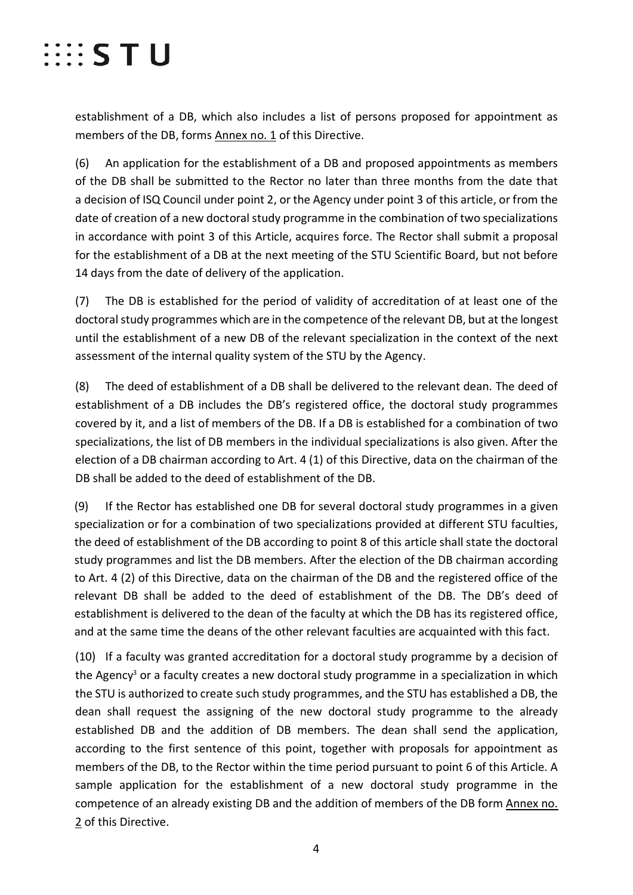establishment of a DB, which also includes a list of persons proposed for appointment as members of the DB, forms Annex no. 1 of this Directive.

(6) An application for the establishment of a DB and proposed appointments as members of the DB shall be submitted to the Rector no later than three months from the date that a decision of ISQ Council under point 2, or the Agency under point 3 of this article, or from the date of creation of a new doctoral study programme in the combination of two specializations in accordance with point 3 of this Article, acquires force. The Rector shall submit a proposal for the establishment of a DB at the next meeting of the STU Scientific Board, but not before 14 days from the date of delivery of the application.

(7) The DB is established for the period of validity of accreditation of at least one of the doctoral study programmes which are in the competence of the relevant DB, but at the longest until the establishment of a new DB of the relevant specialization in the context of the next assessment of the internal quality system of the STU by the Agency.

(8) The deed of establishment of a DB shall be delivered to the relevant dean. The deed of establishment of a DB includes the DB's registered office, the doctoral study programmes covered by it, and a list of members of the DB. If a DB is established for a combination of two specializations, the list of DB members in the individual specializations is also given. After the election of a DB chairman according to Art. 4 (1) of this Directive, data on the chairman of the DB shall be added to the deed of establishment of the DB.

(9) If the Rector has established one DB for several doctoral study programmes in a given specialization or for a combination of two specializations provided at different STU faculties, the deed of establishment of the DB according to point 8 of this article shall state the doctoral study programmes and list the DB members. After the election of the DB chairman according to Art. 4 (2) of this Directive, data on the chairman of the DB and the registered office of the relevant DB shall be added to the deed of establishment of the DB. The DB's deed of establishment is delivered to the dean of the faculty at which the DB has its registered office, and at the same time the deans of the other relevant faculties are acquainted with this fact.

(10) If a faculty was granted accreditation for a doctoral study programme by a decision of the Agency[3] or a faculty creates a new doctoral study programme in a specialization in which the STU is authorized to create such study programmes, and the STU has established a DB, the dean shall request the assigning of the new doctoral study programme to the already established DB and the addition of DB members. The dean shall send the application, according to the first sentence of this point, together with proposals for appointment as members of the DB, to the Rector within the time period pursuant to point 6 of this Article. A sample application for the establishment of a new doctoral study programme in the competence of an already existing DB and the addition of members of the DB form Annex no. 2 of this Directive.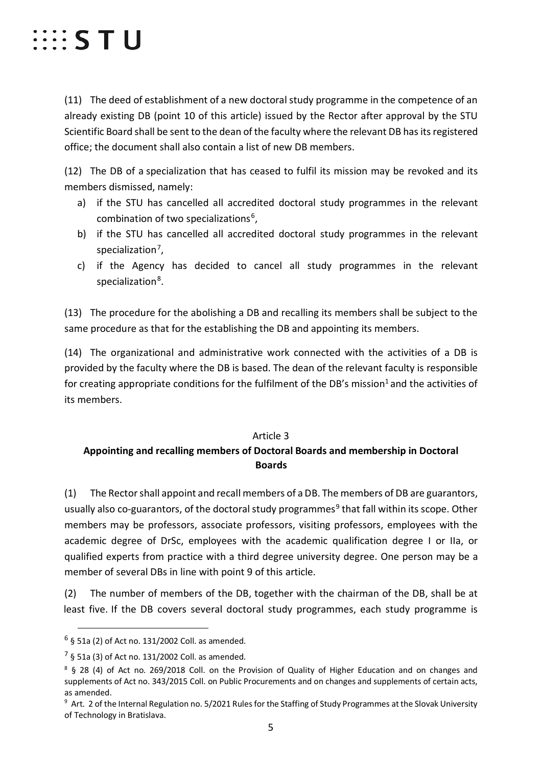(11) The deed of establishment of a new doctoral study programme in the competence of an already existing DB (point 10 of this article) issued by the Rector after approval by the STU Scientific Board shall be sent to the dean of the faculty where the relevant DB has its registered office; the document shall also contain a list of new DB members.

(12) The DB of a specialization that has ceased to fulfil its mission may be revoked and its members dismissed, namely:

a) if the STU has cancelled all accredited doctoral study programmes in the relevant combination of two specializations[6],
b) if the STU has cancelled all accredited doctoral study programmes in the relevant specialization[7],
c) if the Agency has decided to cancel all study programmes in the relevant specialization[8].

(13) The procedure for the abolishing a DB and recalling its members shall be subject to the same procedure as that for the establishing the DB and appointing its members.

(14) The organizational and administrative work connected with the activities of a DB is provided by the faculty where the DB is based. The dean of the relevant faculty is responsible for creating appropriate conditions for the fulfilment of the DB's mission[1] and the activities of its members.

Article 3

**Appointing and recalling members of Doctoral Boards and membership in Doctoral Boards**

(1) The Rector shall appoint and recall members of a DB. The members of DB are guarantors, usually also co-guarantors, of the doctoral study programmes[9] that fall within its scope. Other members may be professors, associate professors, visiting professors, employees with the academic degree of DrSc, employees with the academic qualification degree I or IIa, or qualified experts from practice with a third degree university degree. One person may be a member of several DBs in line with point 9 of this article.

(2) The number of members of the DB, together with the chairman of the DB, shall be at least five. If the DB covers several doctoral study programmes, each study programme is

---

[6] § 51a (2) of Act no. 131/2002 Coll. as amended.

[7] § 51a (3) of Act no. 131/2002 Coll. as amended.

[8] § 28 (4) of Act no. 269/2018 Coll. on the Provision of Quality of Higher Education and on changes and supplements of Act no. 343/2015 Coll. on Public Procurements and on changes and supplements of certain acts, as amended.

[9] Art. 2 of the Internal Regulation no. 5/2021 Rules for the Staffing of Study Programmes at the Slovak University of Technology in Bratislava.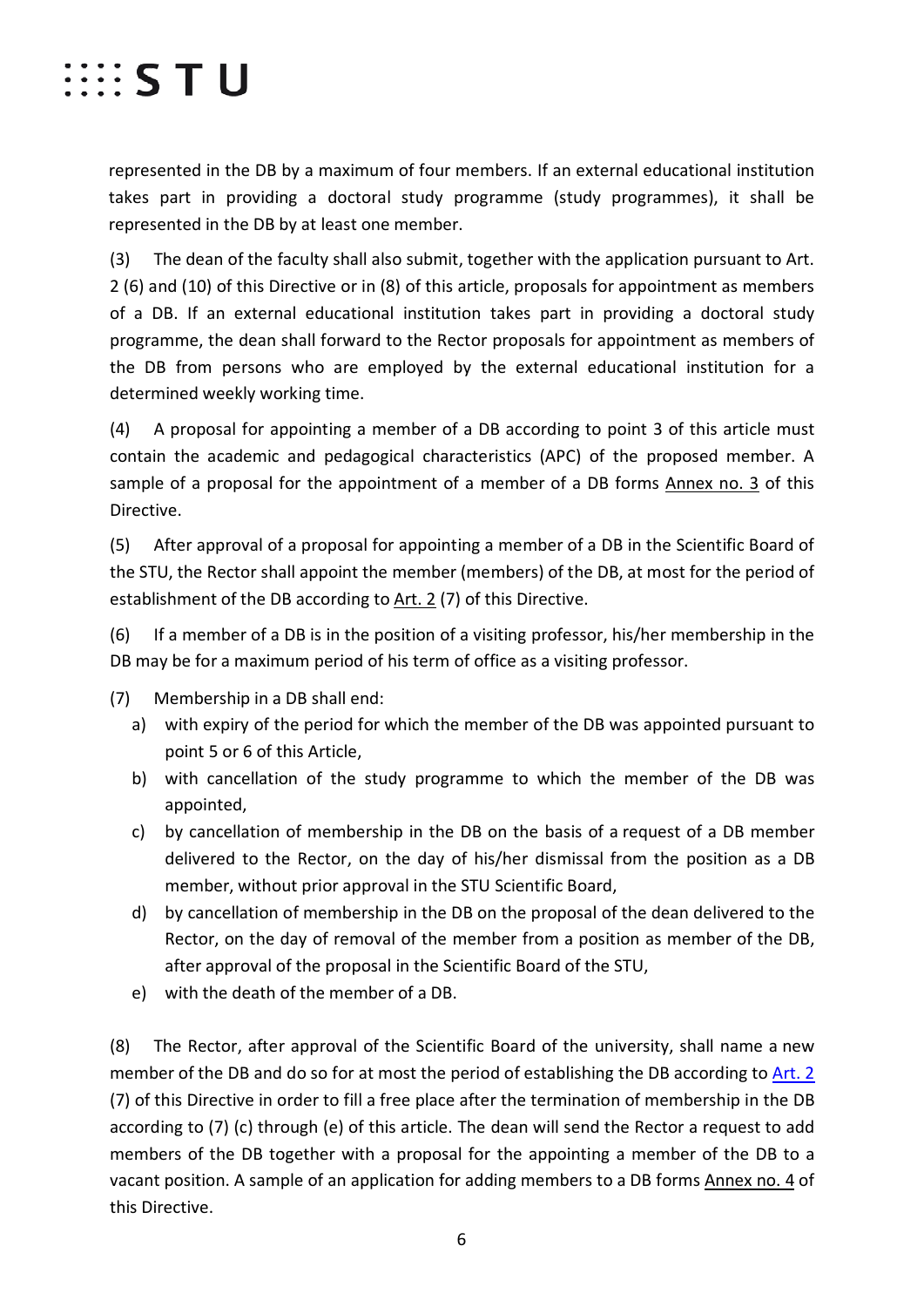represented in the DB by a maximum of four members. If an external educational institution takes part in providing a doctoral study programme (study programmes), it shall be represented in the DB by at least one member.

(3) The dean of the faculty shall also submit, together with the application pursuant to Art. 2 (6) and (10) of this Directive or in (8) of this article, proposals for appointment as members of a DB. If an external educational institution takes part in providing a doctoral study programme, the dean shall forward to the Rector proposals for appointment as members of the DB from persons who are employed by the external educational institution for a determined weekly working time.

(4) A proposal for appointing a member of a DB according to point 3 of this article must contain the academic and pedagogical characteristics (APC) of the proposed member. A sample of a proposal for the appointment of a member of a DB forms Annex no. 3 of this Directive.

(5) After approval of a proposal for appointing a member of a DB in the Scientific Board of the STU, the Rector shall appoint the member (members) of the DB, at most for the period of establishment of the DB according to Art. 2 (7) of this Directive.

(6) If a member of a DB is in the position of a visiting professor, his/her membership in the DB may be for a maximum period of his term of office as a visiting professor.

(7) Membership in a DB shall end:

a) with expiry of the period for which the member of the DB was appointed pursuant to point 5 or 6 of this Article,
b) with cancellation of the study programme to which the member of the DB was appointed,
c) by cancellation of membership in the DB on the basis of a request of a DB member delivered to the Rector, on the day of his/her dismissal from the position as a DB member, without prior approval in the STU Scientific Board,
d) by cancellation of membership in the DB on the proposal of the dean delivered to the Rector, on the day of removal of the member from a position as member of the DB, after approval of the proposal in the Scientific Board of the STU,
e) with the death of the member of a DB.

(8) The Rector, after approval of the Scientific Board of the university, shall name a new member of the DB and do so for at most the period of establishing the DB according to Art. 2 (7) of this Directive in order to fill a free place after the termination of membership in the DB according to (7) (c) through (e) of this article. The dean will send the Rector a request to add members of the DB together with a proposal for the appointing a member of the DB to a vacant position. A sample of an application for adding members to a DB forms Annex no. 4 of this Directive.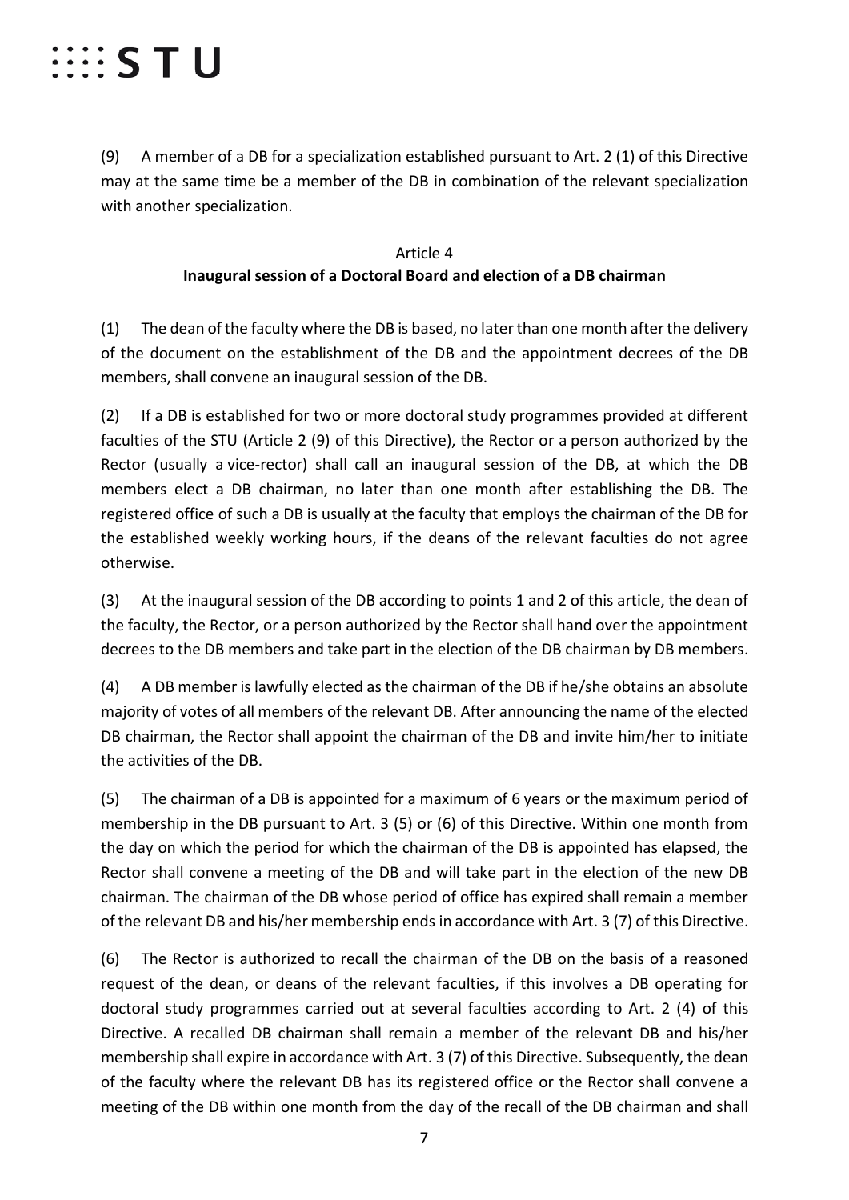(9) A member of a DB for a specialization established pursuant to Art. 2 (1) of this Directive may at the same time be a member of the DB in combination of the relevant specialization with another specialization.

## Article 4
### Inaugural session of a Doctoral Board and election of a DB chairman

(1) The dean of the faculty where the DB is based, no later than one month after the delivery of the document on the establishment of the DB and the appointment decrees of the DB members, shall convene an inaugural session of the DB.

(2) If a DB is established for two or more doctoral study programmes provided at different faculties of the STU (Article 2 (9) of this Directive), the Rector or a person authorized by the Rector (usually a vice-rector) shall call an inaugural session of the DB, at which the DB members elect a DB chairman, no later than one month after establishing the DB. The registered office of such a DB is usually at the faculty that employs the chairman of the DB for the established weekly working hours, if the deans of the relevant faculties do not agree otherwise.

(3) At the inaugural session of the DB according to points 1 and 2 of this article, the dean of the faculty, the Rector, or a person authorized by the Rector shall hand over the appointment decrees to the DB members and take part in the election of the DB chairman by DB members.

(4) A DB member is lawfully elected as the chairman of the DB if he/she obtains an absolute majority of votes of all members of the relevant DB. After announcing the name of the elected DB chairman, the Rector shall appoint the chairman of the DB and invite him/her to initiate the activities of the DB.

(5) The chairman of a DB is appointed for a maximum of 6 years or the maximum period of membership in the DB pursuant to Art. 3 (5) or (6) of this Directive. Within one month from the day on which the period for which the chairman of the DB is appointed has elapsed, the Rector shall convene a meeting of the DB and will take part in the election of the new DB chairman. The chairman of the DB whose period of office has expired shall remain a member of the relevant DB and his/her membership ends in accordance with Art. 3 (7) of this Directive.

(6) The Rector is authorized to recall the chairman of the DB on the basis of a reasoned request of the dean, or deans of the relevant faculties, if this involves a DB operating for doctoral study programmes carried out at several faculties according to Art. 2 (4) of this Directive. A recalled DB chairman shall remain a member of the relevant DB and his/her membership shall expire in accordance with Art. 3 (7) of this Directive. Subsequently, the dean of the faculty where the relevant DB has its registered office or the Rector shall convene a meeting of the DB within one month from the day of the recall of the DB chairman and shall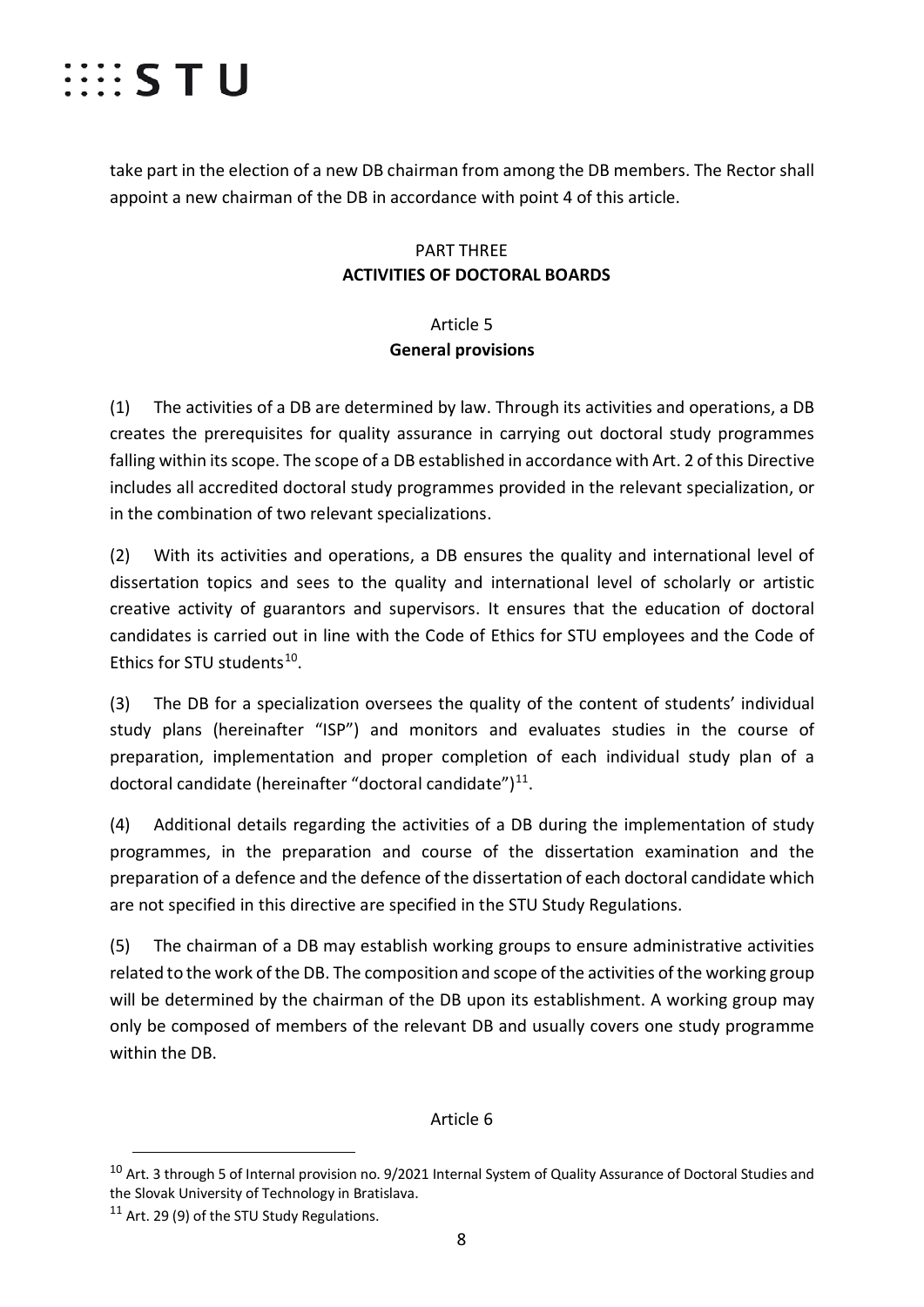take part in the election of a new DB chairman from among the DB members. The Rector shall appoint a new chairman of the DB in accordance with point 4 of this article.

## PART THREE
## ACTIVITIES OF DOCTORAL BOARDS

### Article 5
### General provisions

(1) The activities of a DB are determined by law. Through its activities and operations, a DB creates the prerequisites for quality assurance in carrying out doctoral study programmes falling within its scope. The scope of a DB established in accordance with Art. 2 of this Directive includes all accredited doctoral study programmes provided in the relevant specialization, or in the combination of two relevant specializations.

(2) With its activities and operations, a DB ensures the quality and international level of dissertation topics and sees to the quality and international level of scholarly or artistic creative activity of guarantors and supervisors. It ensures that the education of doctoral candidates is carried out in line with the Code of Ethics for STU employees and the Code of Ethics for STU students[10].

(3) The DB for a specialization oversees the quality of the content of students' individual study plans (hereinafter "ISP") and monitors and evaluates studies in the course of preparation, implementation and proper completion of each individual study plan of a doctoral candidate (hereinafter "doctoral candidate")[11].

(4) Additional details regarding the activities of a DB during the implementation of study programmes, in the preparation and course of the dissertation examination and the preparation of a defence and the defence of the dissertation of each doctoral candidate which are not specified in this directive are specified in the STU Study Regulations.

(5) The chairman of a DB may establish working groups to ensure administrative activities related to the work of the DB. The composition and scope of the activities of the working group will be determined by the chairman of the DB upon its establishment. A working group may only be composed of members of the relevant DB and usually covers one study programme within the DB.

### Article 6

---

[10] Art. 3 through 5 of Internal provision no. 9/2021 Internal System of Quality Assurance of Doctoral Studies and the Slovak University of Technology in Bratislava.

[11] Art. 29 (9) of the STU Study Regulations.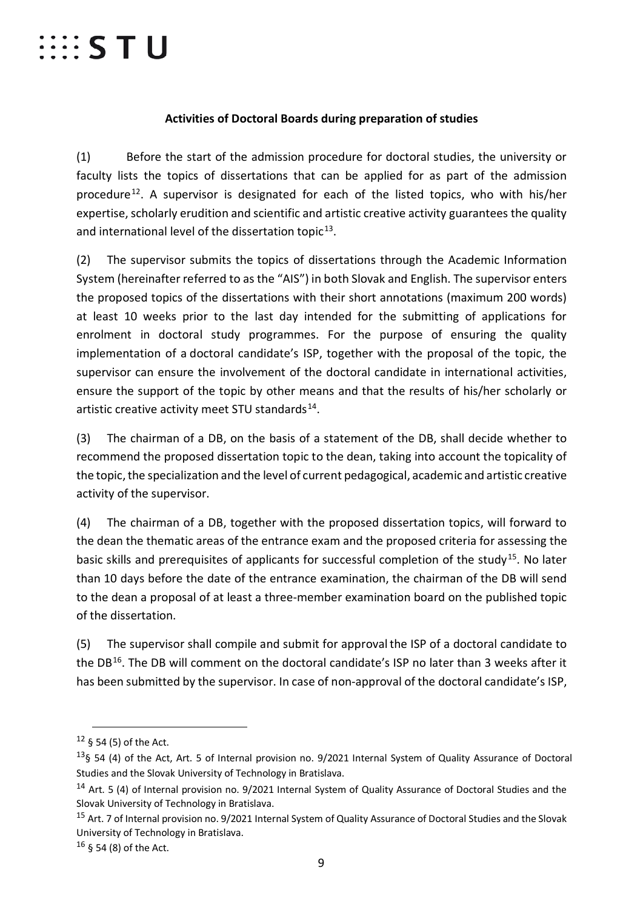**Activities of Doctoral Boards during preparation of studies**

(1) Before the start of the admission procedure for doctoral studies, the university or faculty lists the topics of dissertations that can be applied for as part of the admission procedure[12]. A supervisor is designated for each of the listed topics, who with his/her expertise, scholarly erudition and scientific and artistic creative activity guarantees the quality and international level of the dissertation topic[13].

(2) The supervisor submits the topics of dissertations through the Academic Information System (hereinafter referred to as the "AIS") in both Slovak and English. The supervisor enters the proposed topics of the dissertations with their short annotations (maximum 200 words) at least 10 weeks prior to the last day intended for the submitting of applications for enrolment in doctoral study programmes. For the purpose of ensuring the quality implementation of a doctoral candidate's ISP, together with the proposal of the topic, the supervisor can ensure the involvement of the doctoral candidate in international activities, ensure the support of the topic by other means and that the results of his/her scholarly or artistic creative activity meet STU standards[14].

(3) The chairman of a DB, on the basis of a statement of the DB, shall decide whether to recommend the proposed dissertation topic to the dean, taking into account the topicality of the topic, the specialization and the level of current pedagogical, academic and artistic creative activity of the supervisor.

(4) The chairman of a DB, together with the proposed dissertation topics, will forward to the dean the thematic areas of the entrance exam and the proposed criteria for assessing the basic skills and prerequisites of applicants for successful completion of the study[15]. No later than 10 days before the date of the entrance examination, the chairman of the DB will send to the dean a proposal of at least a three-member examination board on the published topic of the dissertation.

(5) The supervisor shall compile and submit for approval the ISP of a doctoral candidate to the DB[16]. The DB will comment on the doctoral candidate's ISP no later than 3 weeks after it has been submitted by the supervisor. In case of non-approval of the doctoral candidate's ISP,

---

[12] § 54 (5) of the Act.

[13] § 54 (4) of the Act, Art. 5 of Internal provision no. 9/2021 Internal System of Quality Assurance of Doctoral Studies and the Slovak University of Technology in Bratislava.

[14] Art. 5 (4) of Internal provision no. 9/2021 Internal System of Quality Assurance of Doctoral Studies and the Slovak University of Technology in Bratislava.

[15] Art. 7 of Internal provision no. 9/2021 Internal System of Quality Assurance of Doctoral Studies and the Slovak University of Technology in Bratislava.

[16] § 54 (8) of the Act.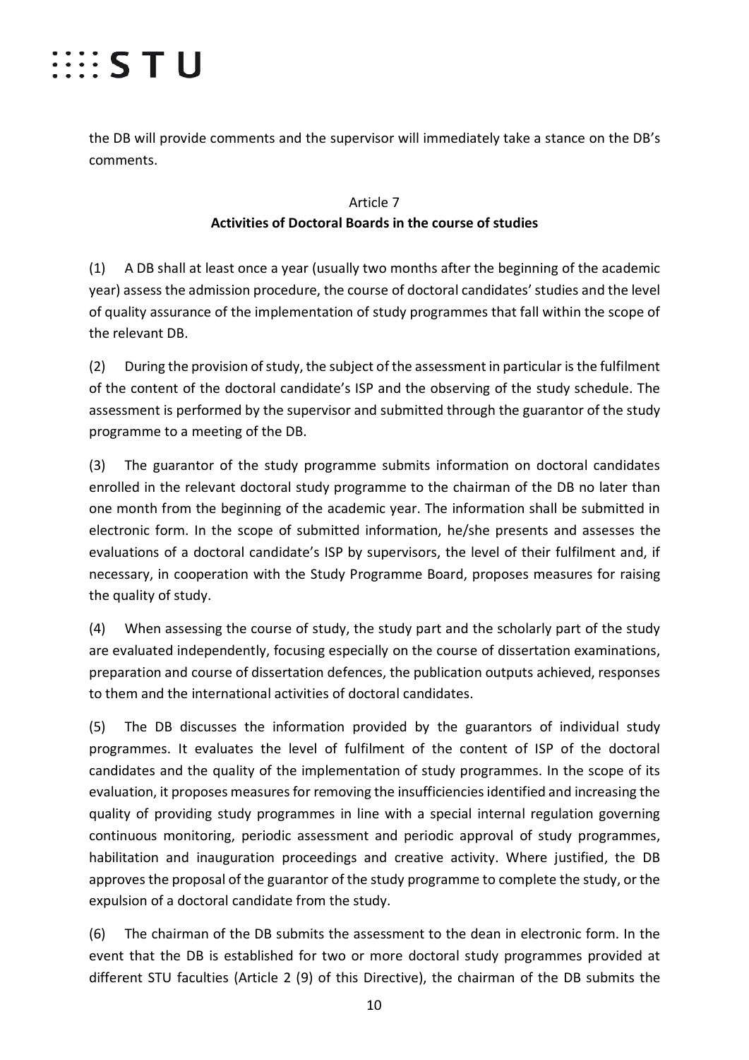the DB will provide comments and the supervisor will immediately take a stance on the DB's comments.

## Article 7
### Activities of Doctoral Boards in the course of studies

(1) A DB shall at least once a year (usually two months after the beginning of the academic year) assess the admission procedure, the course of doctoral candidates' studies and the level of quality assurance of the implementation of study programmes that fall within the scope of the relevant DB.

(2) During the provision of study, the subject of the assessment in particular is the fulfilment of the content of the doctoral candidate's ISP and the observing of the study schedule. The assessment is performed by the supervisor and submitted through the guarantor of the study programme to a meeting of the DB.

(3) The guarantor of the study programme submits information on doctoral candidates enrolled in the relevant doctoral study programme to the chairman of the DB no later than one month from the beginning of the academic year. The information shall be submitted in electronic form. In the scope of submitted information, he/she presents and assesses the evaluations of a doctoral candidate's ISP by supervisors, the level of their fulfilment and, if necessary, in cooperation with the Study Programme Board, proposes measures for raising the quality of study.

(4) When assessing the course of study, the study part and the scholarly part of the study are evaluated independently, focusing especially on the course of dissertation examinations, preparation and course of dissertation defences, the publication outputs achieved, responses to them and the international activities of doctoral candidates.

(5) The DB discusses the information provided by the guarantors of individual study programmes. It evaluates the level of fulfilment of the content of ISP of the doctoral candidates and the quality of the implementation of study programmes. In the scope of its evaluation, it proposes measures for removing the insufficiencies identified and increasing the quality of providing study programmes in line with a special internal regulation governing continuous monitoring, periodic assessment and periodic approval of study programmes, habilitation and inauguration proceedings and creative activity. Where justified, the DB approves the proposal of the guarantor of the study programme to complete the study, or the expulsion of a doctoral candidate from the study.

(6) The chairman of the DB submits the assessment to the dean in electronic form. In the event that the DB is established for two or more doctoral study programmes provided at different STU faculties (Article 2 (9) of this Directive), the chairman of the DB submits the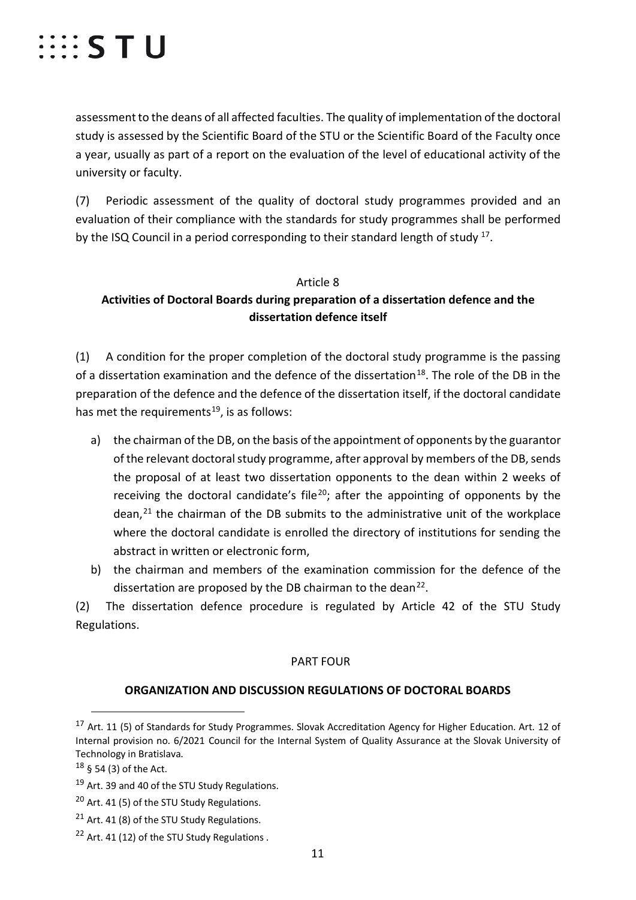assessment to the deans of all affected faculties. The quality of implementation of the doctoral study is assessed by the Scientific Board of the STU or the Scientific Board of the Faculty once a year, usually as part of a report on the evaluation of the level of educational activity of the university or faculty.

(7) Periodic assessment of the quality of doctoral study programmes provided and an evaluation of their compliance with the standards for study programmes shall be performed by the ISQ Council in a period corresponding to their standard length of study [17].

Article 8

**Activities of Doctoral Boards during preparation of a dissertation defence and the dissertation defence itself**

(1) A condition for the proper completion of the doctoral study programme is the passing of a dissertation examination and the defence of the dissertation[18]. The role of the DB in the preparation of the defence and the defence of the dissertation itself, if the doctoral candidate has met the requirements[19], is as follows:

a) the chairman of the DB, on the basis of the appointment of opponents by the guarantor of the relevant doctoral study programme, after approval by members of the DB, sends the proposal of at least two dissertation opponents to the dean within 2 weeks of receiving the doctoral candidate's file[20]; after the appointing of opponents by the dean,[21] the chairman of the DB submits to the administrative unit of the workplace where the doctoral candidate is enrolled the directory of institutions for sending the abstract in written or electronic form,

b) the chairman and members of the examination commission for the defence of the dissertation are proposed by the DB chairman to the dean[22].

(2) The dissertation defence procedure is regulated by Article 42 of the STU Study Regulations.

PART FOUR

**ORGANIZATION AND DISCUSSION REGULATIONS OF DOCTORAL BOARDS**

---

[17] Art. 11 (5) of Standards for Study Programmes. Slovak Accreditation Agency for Higher Education. Art. 12 of Internal provision no. 6/2021 Council for the Internal System of Quality Assurance at the Slovak University of Technology in Bratislava.

[18] § 54 (3) of the Act.

[19] Art. 39 and 40 of the STU Study Regulations.

[20] Art. 41 (5) of the STU Study Regulations.

[21] Art. 41 (8) of the STU Study Regulations.

[22] Art. 41 (12) of the STU Study Regulations .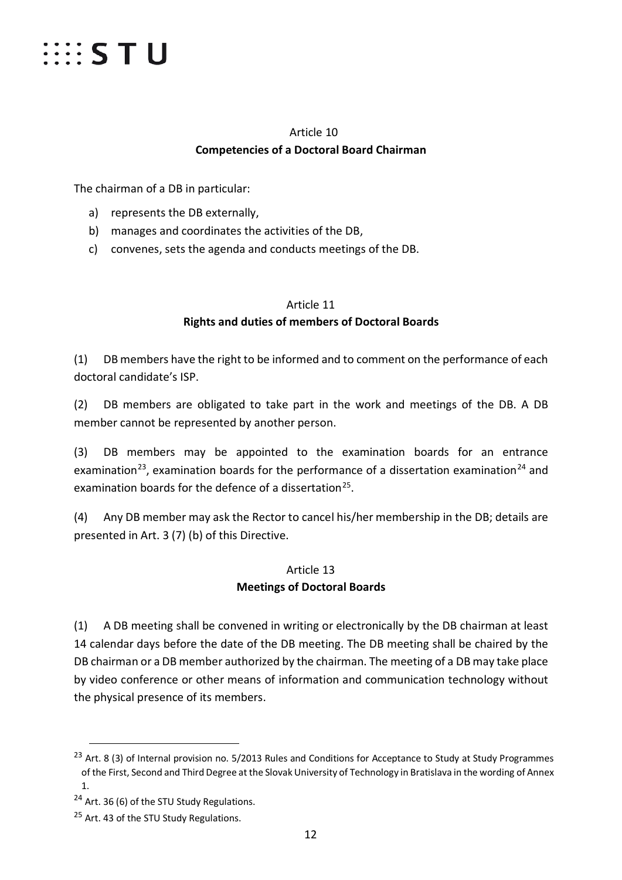## Article 10
**Competencies of a Doctoral Board Chairman**

The chairman of a DB in particular:

a) represents the DB externally,
b) manages and coordinates the activities of the DB,
c) convenes, sets the agenda and conducts meetings of the DB.

## Article 11
**Rights and duties of members of Doctoral Boards**

(1) DB members have the right to be informed and to comment on the performance of each doctoral candidate's ISP.

(2) DB members are obligated to take part in the work and meetings of the DB. A DB member cannot be represented by another person.

(3) DB members may be appointed to the examination boards for an entrance examination[23], examination boards for the performance of a dissertation examination[24] and examination boards for the defence of a dissertation[25].

(4) Any DB member may ask the Rector to cancel his/her membership in the DB; details are presented in Art. 3 (7) (b) of this Directive.

## Article 13
**Meetings of Doctoral Boards**

(1) A DB meeting shall be convened in writing or electronically by the DB chairman at least 14 calendar days before the date of the DB meeting. The DB meeting shall be chaired by the DB chairman or a DB member authorized by the chairman. The meeting of a DB may take place by video conference or other means of information and communication technology without the physical presence of its members.

---

[23] Art. 8 (3) of Internal provision no. 5/2013 Rules and Conditions for Acceptance to Study at Study Programmes of the First, Second and Third Degree at the Slovak University of Technology in Bratislava in the wording of Annex 1.

[24] Art. 36 (6) of the STU Study Regulations.

[25] Art. 43 of the STU Study Regulations.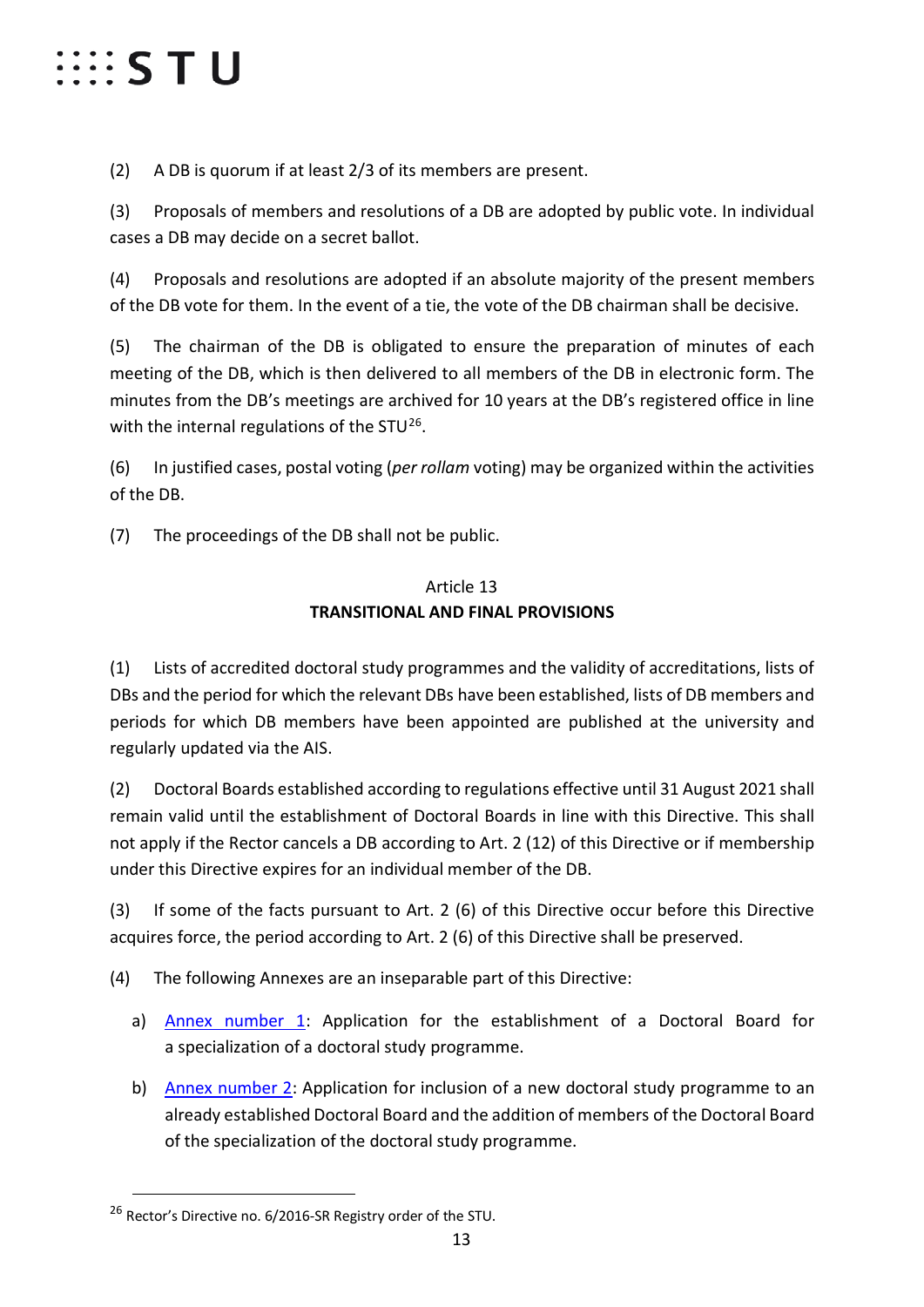(2) A DB is quorum if at least 2/3 of its members are present.

(3) Proposals of members and resolutions of a DB are adopted by public vote. In individual cases a DB may decide on a secret ballot.

(4) Proposals and resolutions are adopted if an absolute majority of the present members of the DB vote for them. In the event of a tie, the vote of the DB chairman shall be decisive.

(5) The chairman of the DB is obligated to ensure the preparation of minutes of each meeting of the DB, which is then delivered to all members of the DB in electronic form. The minutes from the DB's meetings are archived for 10 years at the DB's registered office in line with the internal regulations of the STU[26].

(6) In justified cases, postal voting (*per rollam* voting) may be organized within the activities of the DB.

(7) The proceedings of the DB shall not be public.

## Article 13
## **TRANSITIONAL AND FINAL PROVISIONS**

(1) Lists of accredited doctoral study programmes and the validity of accreditations, lists of DBs and the period for which the relevant DBs have been established, lists of DB members and periods for which DB members have been appointed are published at the university and regularly updated via the AIS.

(2) Doctoral Boards established according to regulations effective until 31 August 2021 shall remain valid until the establishment of Doctoral Boards in line with this Directive. This shall not apply if the Rector cancels a DB according to Art. 2 (12) of this Directive or if membership under this Directive expires for an individual member of the DB.

(3) If some of the facts pursuant to Art. 2 (6) of this Directive occur before this Directive acquires force, the period according to Art. 2 (6) of this Directive shall be preserved.

(4) The following Annexes are an inseparable part of this Directive:

a) Annex number 1: Application for the establishment of a Doctoral Board for a specialization of a doctoral study programme.

b) Annex number 2: Application for inclusion of a new doctoral study programme to an already established Doctoral Board and the addition of members of the Doctoral Board of the specialization of the doctoral study programme.

---

[26] Rector's Directive no. 6/2016-SR Registry order of the STU.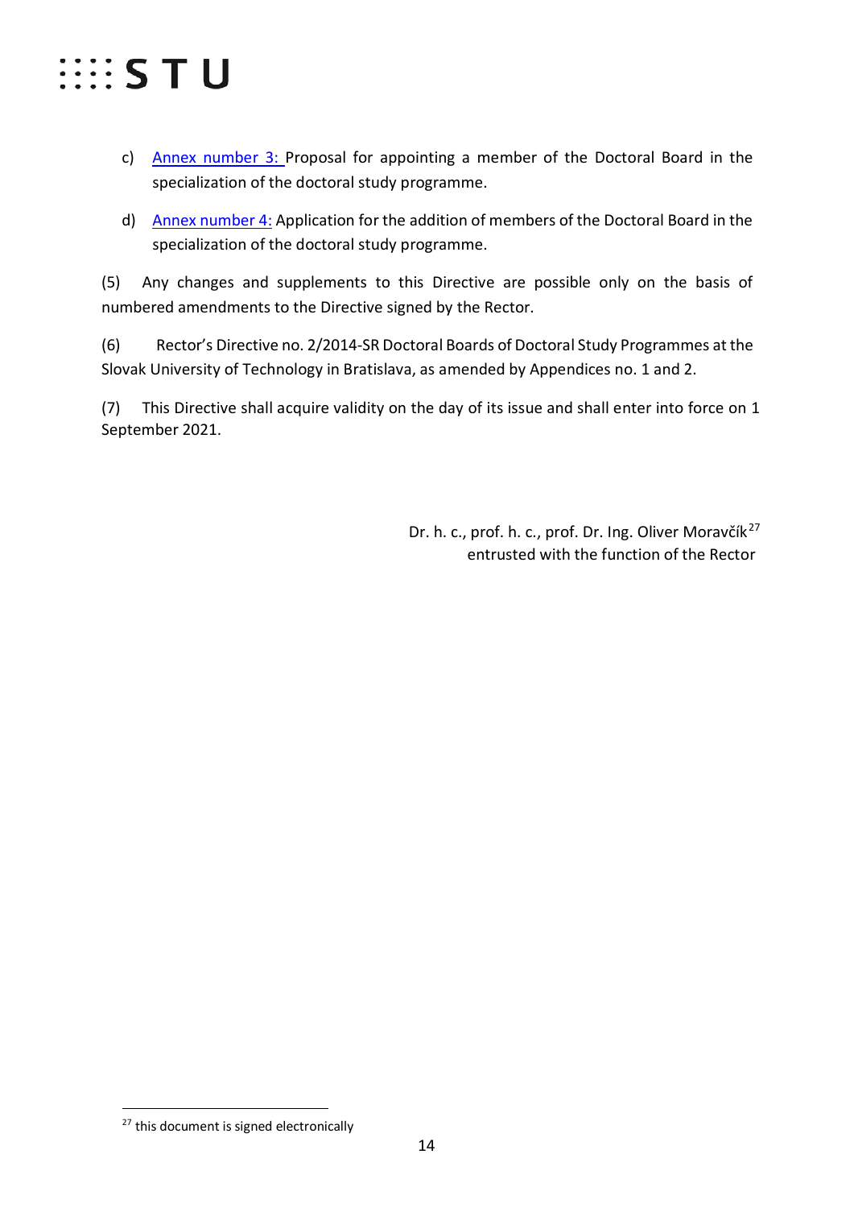c) Annex number 3: Proposal for appointing a member of the Doctoral Board in the specialization of the doctoral study programme.

d) Annex number 4: Application for the addition of members of the Doctoral Board in the specialization of the doctoral study programme.

(5) Any changes and supplements to this Directive are possible only on the basis of numbered amendments to the Directive signed by the Rector.

(6) Rector's Directive no. 2/2014-SR Doctoral Boards of Doctoral Study Programmes at the Slovak University of Technology in Bratislava, as amended by Appendices no. 1 and 2.

(7) This Directive shall acquire validity on the day of its issue and shall enter into force on 1 September 2021.

Dr. h. c., prof. h. c., prof. Dr. Ing. Oliver Moravčík[27]
entrusted with the function of the Rector

---

[27] this document is signed electronically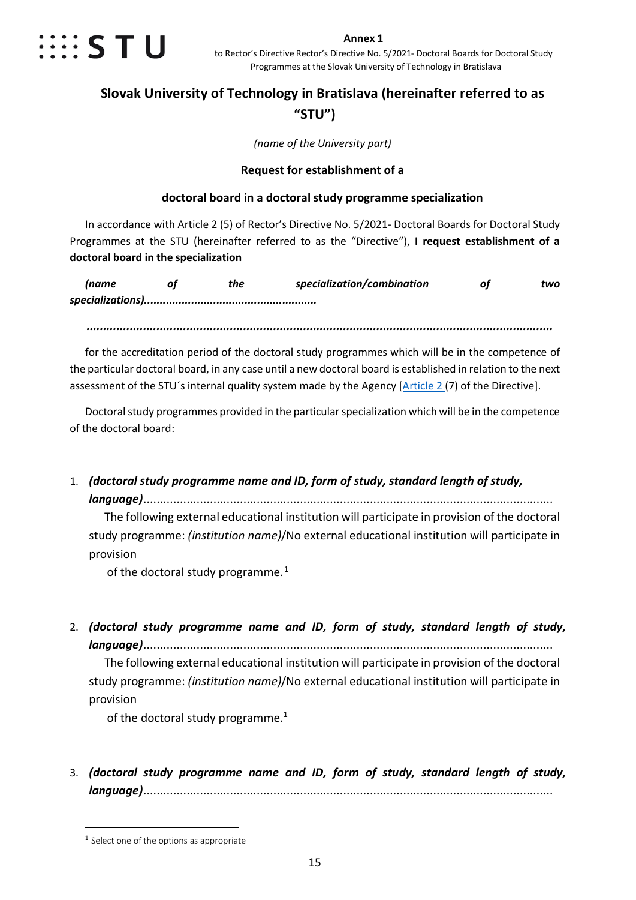**Annex 1**

to Rector's Directive Rector's Directive No. 5/2021- Doctoral Boards for Doctoral Study Programmes at the Slovak University of Technology in Bratislava

## Slovak University of Technology in Bratislava (hereinafter referred to as "STU")

*(name of the University part)*

**Request for establishment of a**

**doctoral board in a doctoral study programme specialization**

In accordance with Article 2 (5) of Rector's Directive No. 5/2021- Doctoral Boards for Doctoral Study Programmes at the STU (hereinafter referred to as the "Directive"), **I request establishment of a doctoral board in the specialization**

***(name of the specialization/combination of two specializations)......................................................***

***.........................................................................................................................................***

for the accreditation period of the doctoral study programmes which will be in the competence of the particular doctoral board, in any case until a new doctoral board is established in relation to the next assessment of the STU´s internal quality system made by the Agency [Article 2 (7) of the Directive].

Doctoral study programmes provided in the particular specialization which will be in the competence of the doctoral board:

1. ***(doctoral study programme name and ID, form of study, standard length of study, language)***..........................................................................................................................
   The following external educational institution will participate in provision of the doctoral study programme: *(institution name)*/No external educational institution will participate in provision of the doctoral study programme.[1]

2. ***(doctoral study programme name and ID, form of study, standard length of study, language)***..........................................................................................................................
   The following external educational institution will participate in provision of the doctoral study programme: *(institution name)*/No external educational institution will participate in provision of the doctoral study programme.[1]

3. ***(doctoral study programme name and ID, form of study, standard length of study, language)***..........................................................................................................................

---

[1] Select one of the options as appropriate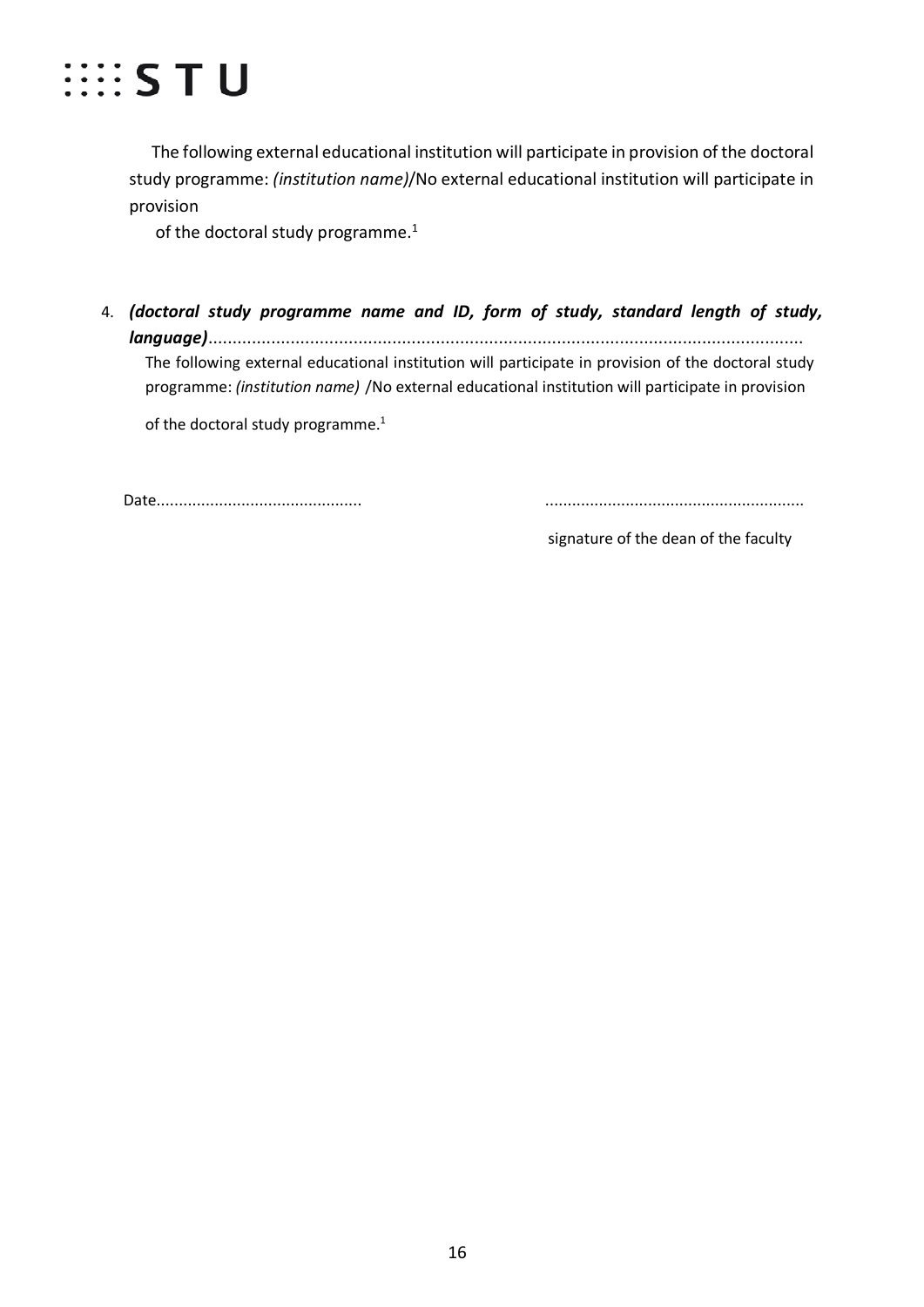The following external educational institution will participate in provision of the doctoral study programme: *(institution name)*/No external educational institution will participate in provision of the doctoral study programme.[1]

4. ***(doctoral study programme name and ID, form of study, standard length of study, language)***..........................................................................................................................

   The following external educational institution will participate in provision of the doctoral study programme: *(institution name)* /No external educational institution will participate in provision of the doctoral study programme.[1]

Date.............................................                .........................................................

signature of the dean of the faculty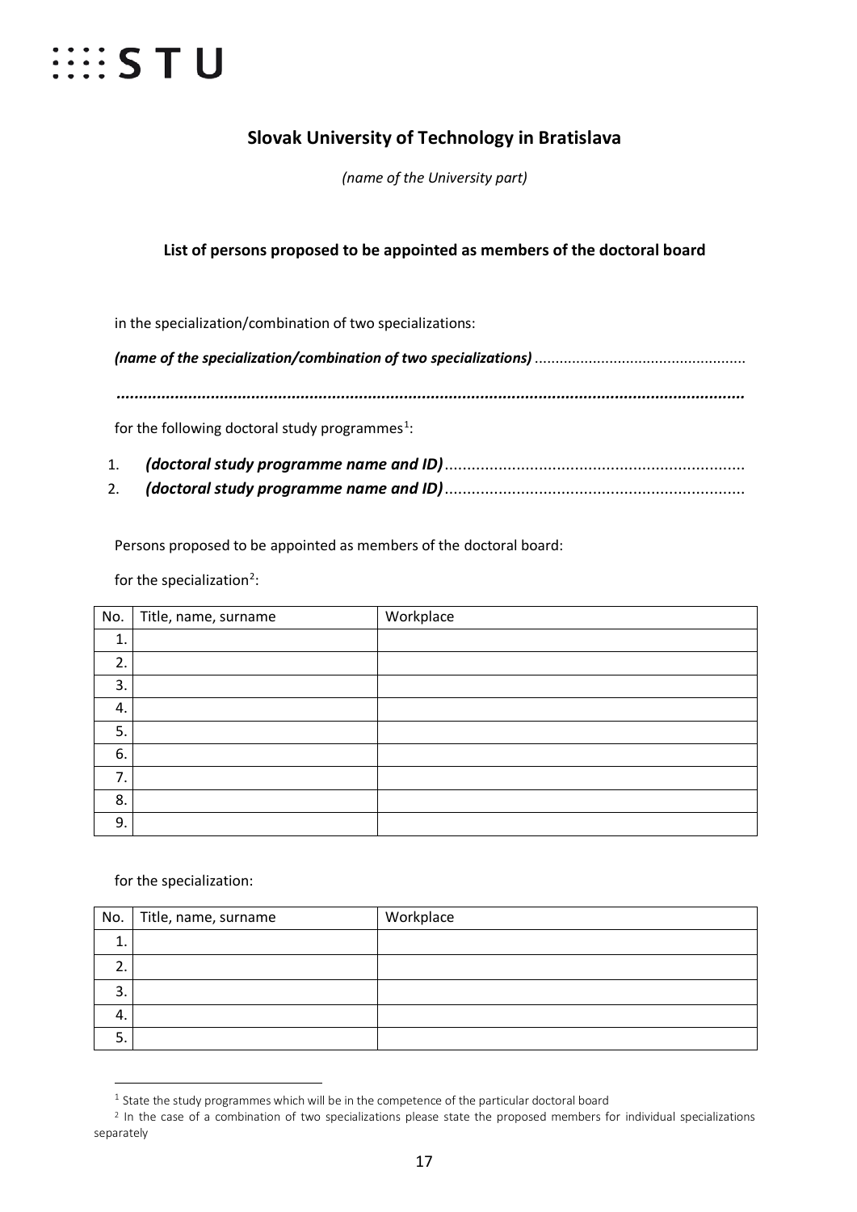# Slovak University of Technology in Bratislava

*(name of the University part)*

## List of persons proposed to be appointed as members of the doctoral board

in the specialization/combination of two specializations:

***(name of the specialization/combination of two specializations)*** ..................................................

***..........................................................................................................................................***

for the following doctoral study programmes[1]:

1. ***(doctoral study programme name and ID)*** ...................................................................
2. ***(doctoral study programme name and ID)*** ...................................................................

Persons proposed to be appointed as members of the doctoral board:

for the specialization[2]:

| No. | Title, name, surname | Workplace |
|---|---|---|
| 1. | | |
| 2. | | |
| 3. | | |
| 4. | | |
| 5. | | |
| 6. | | |
| 7. | | |
| 8. | | |
| 9. | | |

for the specialization:

| No. | Title, name, surname | Workplace |
|---|---|---|
| 1. | | |
| 2. | | |
| 3. | | |
| 4. | | |
| 5. | | |

[1] State the study programmes which will be in the competence of the particular doctoral board

[2] In the case of a combination of two specializations please state the proposed members for individual specializations separately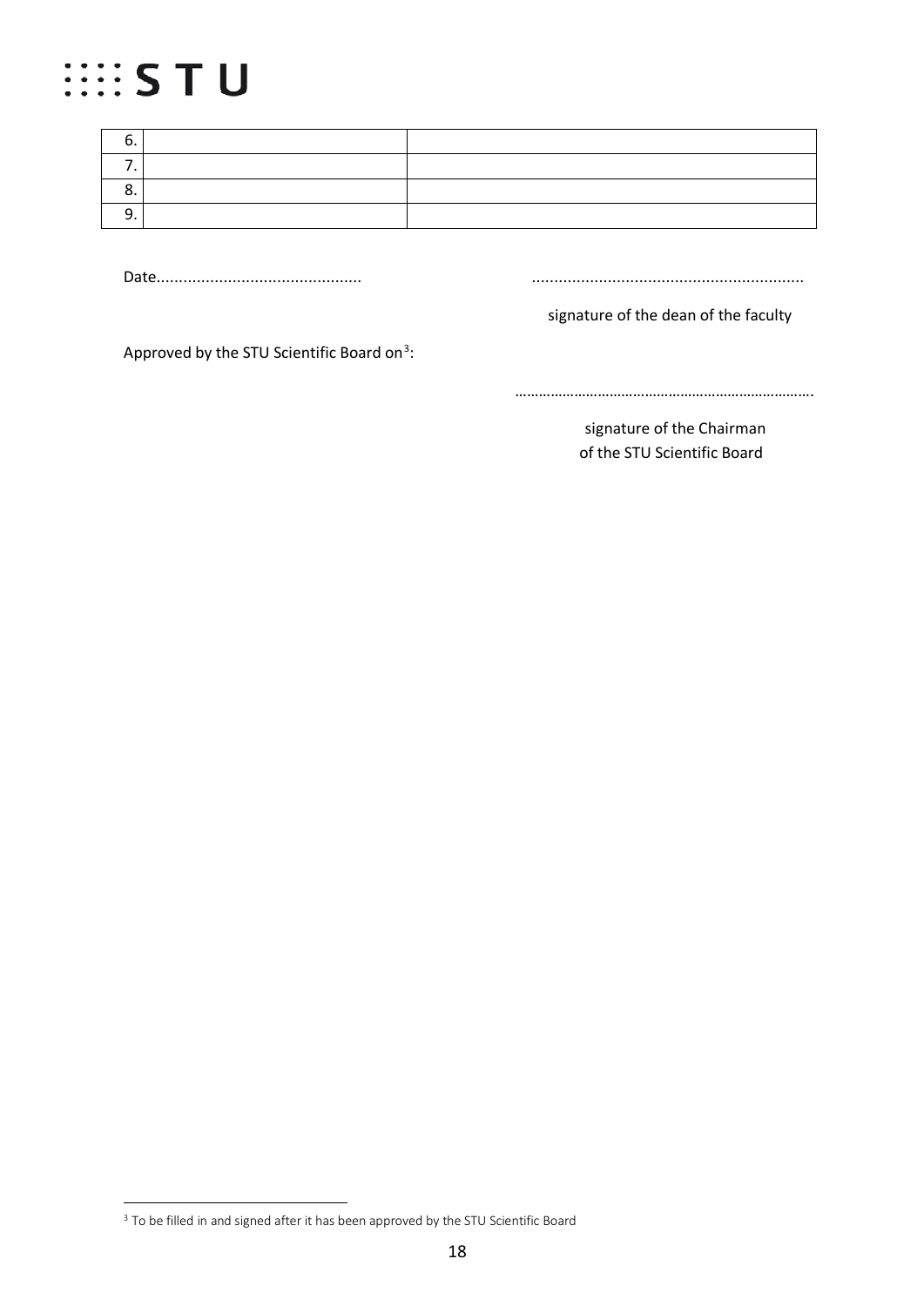| | | |
|---|---|---|
| 6. | | |
| 7. | | |
| 8. | | |
| 9. | | |

Date..............................................   ............................................................

signature of the dean of the faculty

Approved by the STU Scientific Board on[3]:

……………………………………………………………….

signature of the Chairman
of the STU Scientific Board

[3] To be filled in and signed after it has been approved by the STU Scientific Board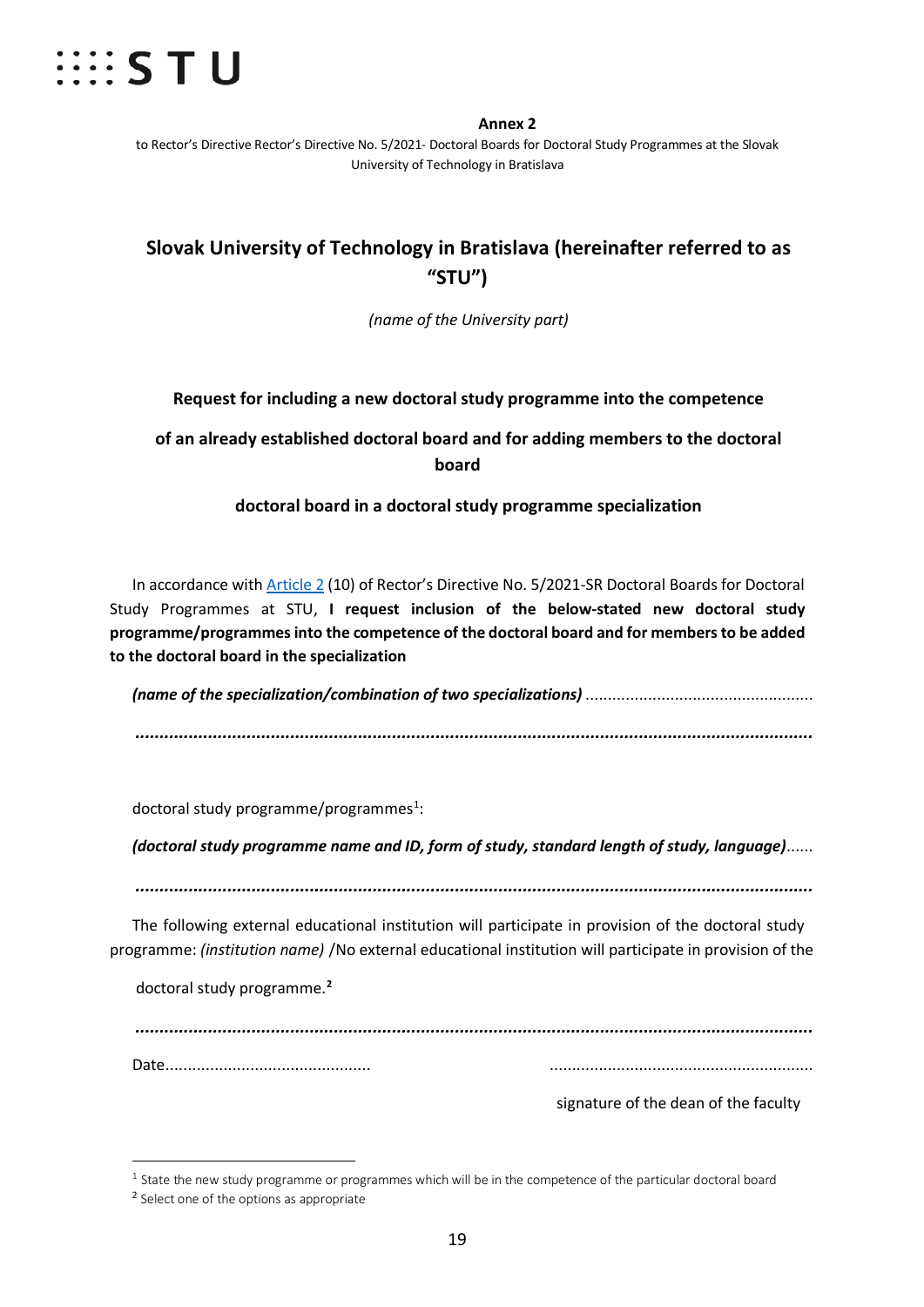**Annex 2**

to Rector's Directive Rector's Directive No. 5/2021- Doctoral Boards for Doctoral Study Programmes at the Slovak University of Technology in Bratislava

## Slovak University of Technology in Bratislava (hereinafter referred to as "STU")

*(name of the University part)*

**Request for including a new doctoral study programme into the competence**

**of an already established doctoral board and for adding members to the doctoral board**

**doctoral board in a doctoral study programme specialization**

In accordance with Article 2 (10) of Rector's Directive No. 5/2021-SR Doctoral Boards for Doctoral Study Programmes at STU, **I request inclusion of the below-stated new doctoral study programme/programmes into the competence of the doctoral board and for members to be added to the doctoral board in the specialization**

***(name of the specialization/combination of two specializations)*** ..................................................

***..............................................................................................................................***

doctoral study programme/programmes[1]:

***(doctoral study programme name and ID, form of study, standard length of study, language)***......

***..............................................................................................................................***

The following external educational institution will participate in provision of the doctoral study programme: *(institution name)* /No external educational institution will participate in provision of the doctoral study programme.[2]

***..............................................................................................................................***

Date.............................................. ..........................................................

signature of the dean of the faculty

---

[1] State the new study programme or programmes which will be in the competence of the particular doctoral board

[2] Select one of the options as appropriate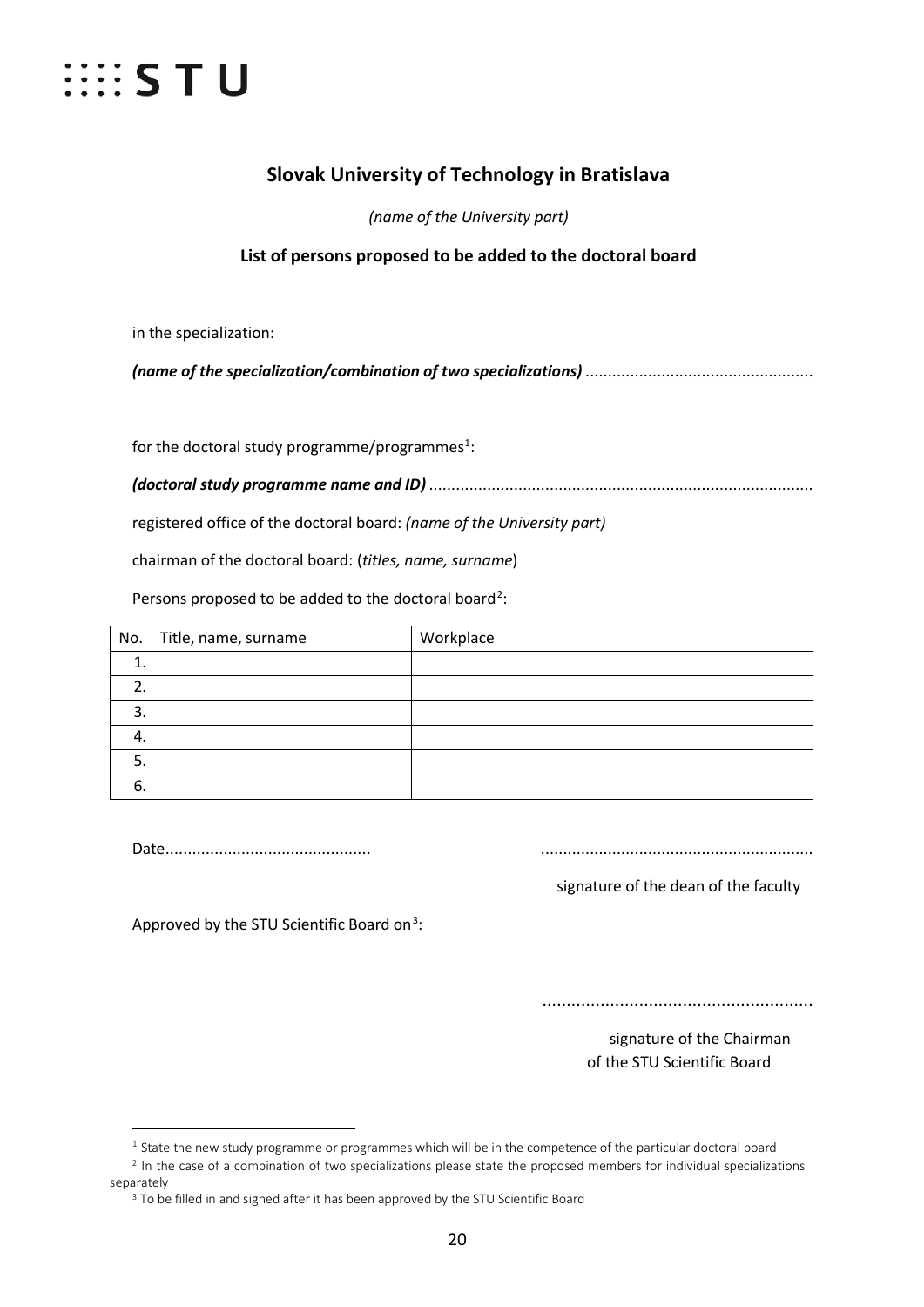::::STU

## Slovak University of Technology in Bratislava

*(name of the University part)*

**List of persons proposed to be added to the doctoral board**

in the specialization:

***(name of the specialization/combination of two specializations)*** ..................................................

for the doctoral study programme/programmes[1]:

***(doctoral study programme name and ID)*** .....................................................................................

registered office of the doctoral board: *(name of the University part)*

chairman of the doctoral board: (*titles, name, surname*)

Persons proposed to be added to the doctoral board[2]:

| No. | Title, name, surname | Workplace |
|---|---|---|
| 1. | | |
| 2. | | |
| 3. | | |
| 4. | | |
| 5. | | |
| 6. | | |

Date.............................................

............................................................

signature of the dean of the faculty

Approved by the STU Scientific Board on[3]:

........................................................

signature of the Chairman of the STU Scientific Board

---

[1] State the new study programme or programmes which will be in the competence of the particular doctoral board

[2] In the case of a combination of two specializations please state the proposed members for individual specializations separately

[3] To be filled in and signed after it has been approved by the STU Scientific Board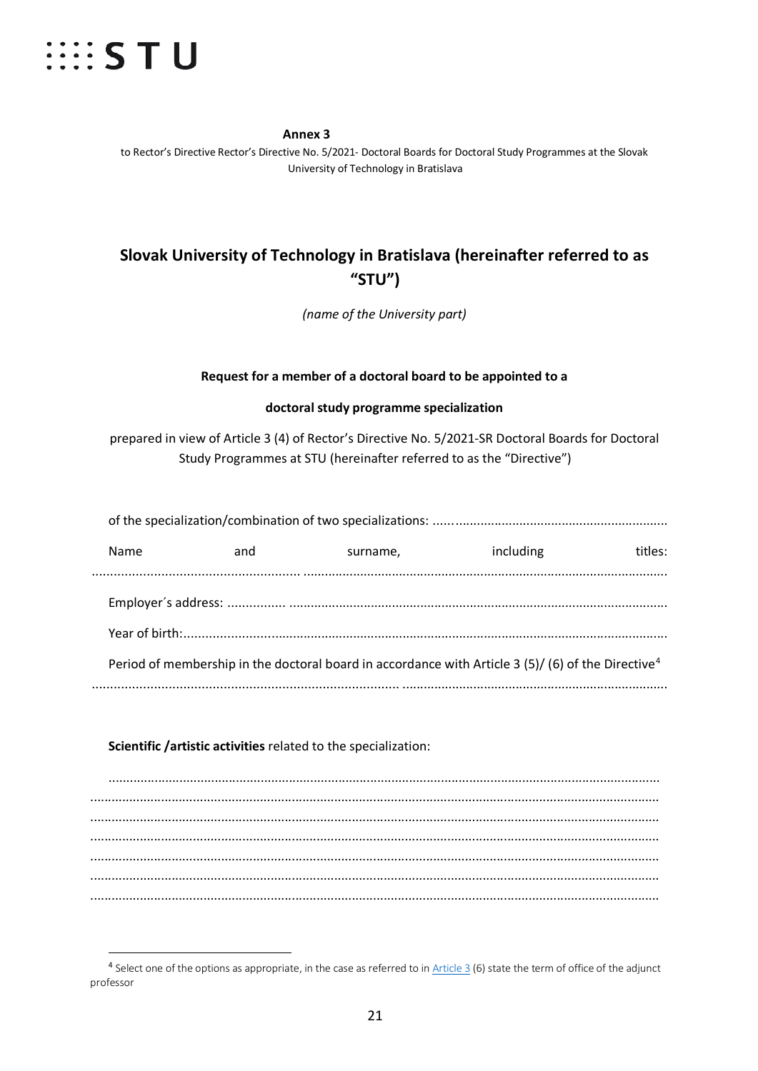STU

**Annex 3**

to Rector's Directive Rector's Directive No. 5/2021- Doctoral Boards for Doctoral Study Programmes at the Slovak University of Technology in Bratislava

## Slovak University of Technology in Bratislava (hereinafter referred to as "STU")

*(name of the University part)*

**Request for a member of a doctoral board to be appointed to a**

**doctoral study programme specialization**

prepared in view of Article 3 (4) of Rector's Directive No. 5/2021-SR Doctoral Boards for Doctoral Study Programmes at STU (hereinafter referred to as the "Directive")

of the specialization/combination of two specializations: ..................................................................

Name and surname, including titles: ..........................................................................................................................................

Employer´s address: ................ .........................................................................................................

Year of birth:.........................................................................................................................................

Period of membership in the doctoral board in accordance with Article 3 (5)/ (6) of the Directive[4]

..................................................................................... ..........................................................................

**Scientific /artistic activities** related to the specialization:

..........................................................................................................................................................
..........................................................................................................................................................
..........................................................................................................................................................
..........................................................................................................................................................
..........................................................................................................................................................
..........................................................................................................................................................
..........................................................................................................................................................

[4] Select one of the options as appropriate, in the case as referred to in Article 3 (6) state the term of office of the adjunct professor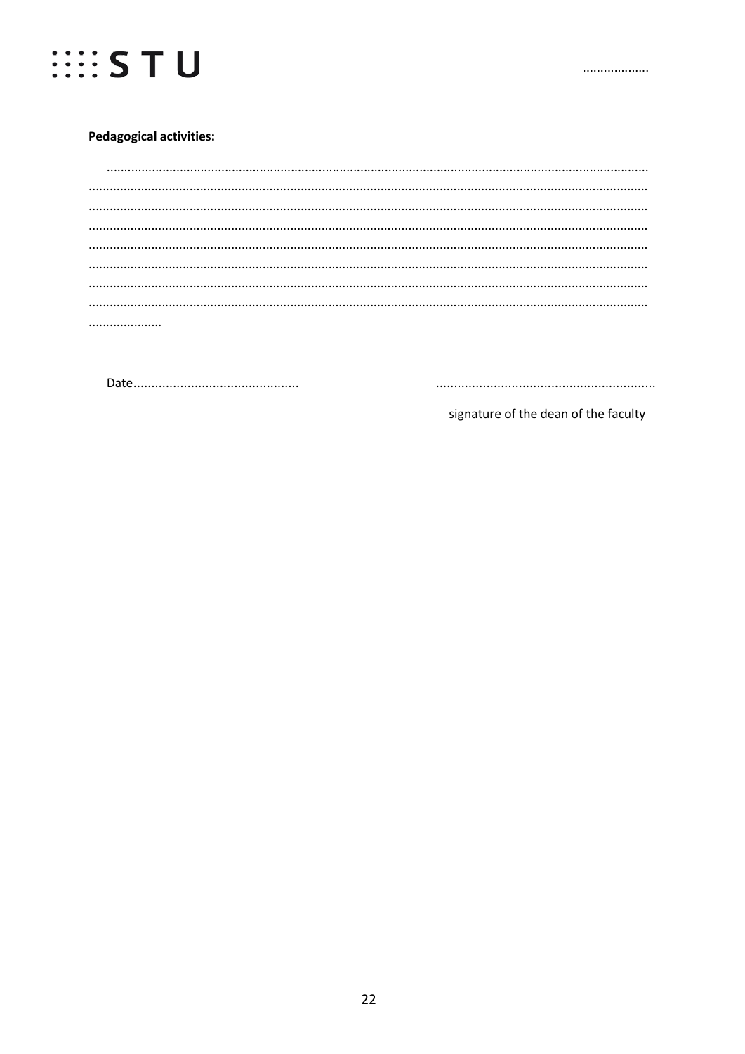**Pedagogical activities:**

.......................................................................................................................................................
.......................................................................................................................................................
.......................................................................................................................................................
.......................................................................................................................................................
.......................................................................................................................................................
.......................................................................................................................................................
.......................................................................................................................................................
.......................................................................................................................................................
.....................

Date.............................................. ..............................................................

signature of the dean of the faculty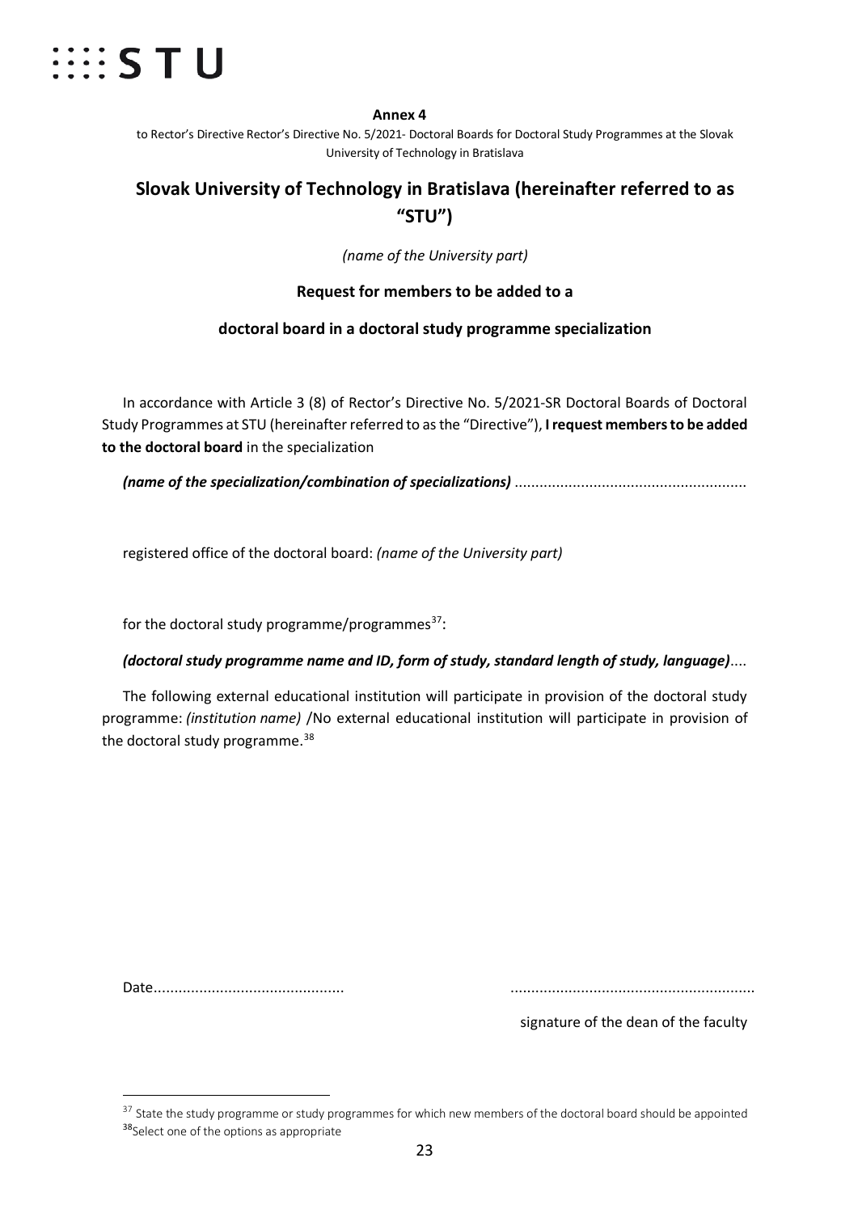STU

**Annex 4**

to Rector's Directive Rector's Directive No. 5/2021- Doctoral Boards for Doctoral Study Programmes at the Slovak University of Technology in Bratislava

# Slovak University of Technology in Bratislava (hereinafter referred to as "STU")

*(name of the University part)*

### Request for members to be added to a

### doctoral board in a doctoral study programme specialization

In accordance with Article 3 (8) of Rector's Directive No. 5/2021-SR Doctoral Boards of Doctoral Study Programmes at STU (hereinafter referred to as the "Directive"), **I request members to be added to the doctoral board** in the specialization

***(name of the specialization/combination of specializations)*** .......................................................

registered office of the doctoral board: *(name of the University part)*

for the doctoral study programme/programmes[37]:

***(doctoral study programme name and ID, form of study, standard length of study, language)***....

The following external educational institution will participate in provision of the doctoral study programme: *(institution name)* /No external educational institution will participate in provision of the doctoral study programme.[38]

Date.............................................    ..........................................................

signature of the dean of the faculty

---

[37] State the study programme or study programmes for which new members of the doctoral board should be appointed

[38] Select one of the options as appropriate